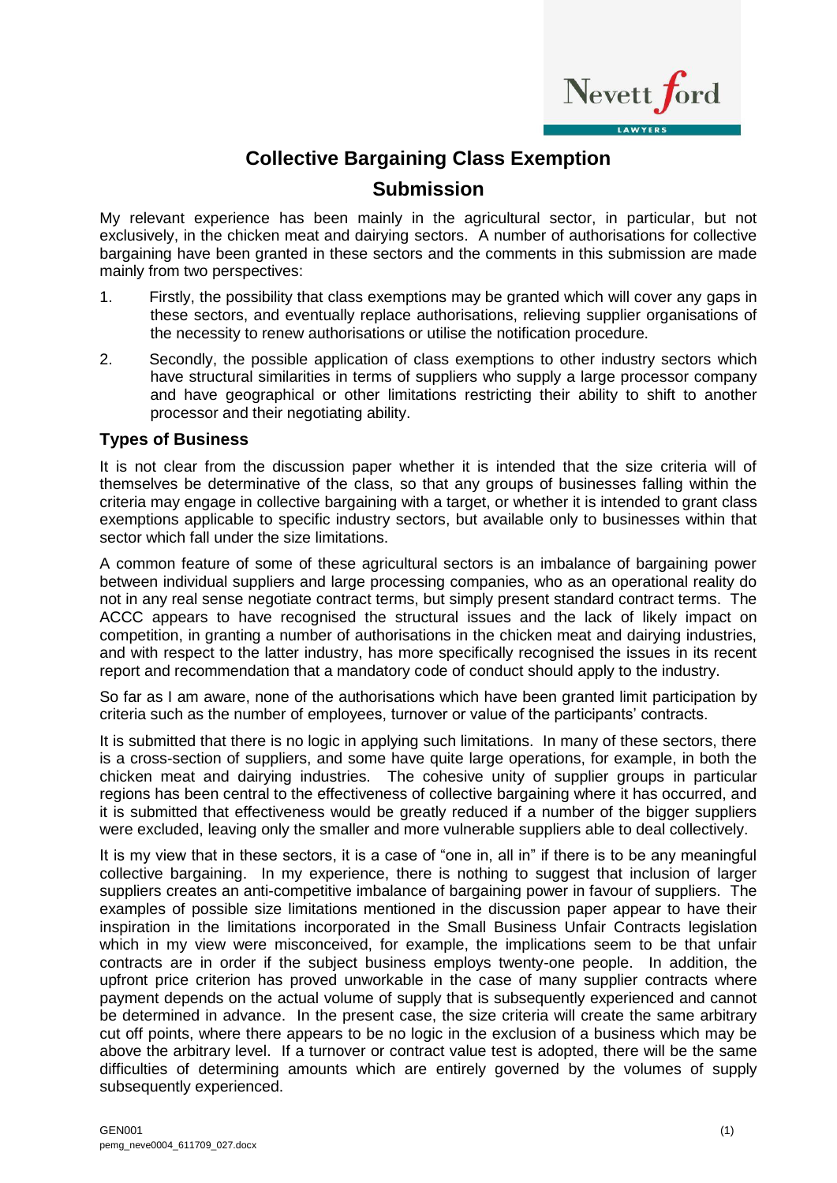# Collective Bargaining Class Exemption

# Submission

My relevant experience has been mainly in the agricultural sector, in particular, but not exclusively, in the chicken meat and dairying sectors. A number of authorisations for collective bargaining have been granted in these sectors and the comments in this submission are made mainly from two perspectives:

1. Firstly, the possibility that class exemptions may be granted which will cover any gaps in these sectors, and eventually replace authorisations, relieving supplier organisations of the necessity to renew authorisations or utilise the notification procedure.
2. Secondly, the possible application of class exemptions to other industry sectors which have structural similarities in terms of suppliers who supply a large processor company and have geographical or other limitations restricting their ability to shift to another processor and their negotiating ability.

## Types of Business

It is not clear from the discussion paper whether it is intended that the size criteria will of themselves be determinative of the class, so that any groups of businesses falling within the criteria may engage in collective bargaining with a target, or whether it is intended to grant class exemptions applicable to specific industry sectors, but available only to businesses within that sector which fall under the size limitations.

A common feature of some of these agricultural sectors is an imbalance of bargaining power between individual suppliers and large processing companies, who as an operational reality do not in any real sense negotiate contract terms, but simply present standard contract terms. The ACCC appears to have recognised the structural issues and the lack of likely impact on competition, in granting a number of authorisations in the chicken meat and dairying industries, and with respect to the latter industry, has more specifically recognised the issues in its recent report and recommendation that a mandatory code of conduct should apply to the industry.

So far as I am aware, none of the authorisations which have been granted limit participation by criteria such as the number of employees, turnover or value of the participants' contracts.

It is submitted that there is no logic in applying such limitations. In many of these sectors, there is a cross-section of suppliers, and some have quite large operations, for example, in both the chicken meat and dairying industries. The cohesive unity of supplier groups in particular regions has been central to the effectiveness of collective bargaining where it has occurred, and it is submitted that effectiveness would be greatly reduced if a number of the bigger suppliers were excluded, leaving only the smaller and more vulnerable suppliers able to deal collectively.

It is my view that in these sectors, it is a case of "one in, all in" if there is to be any meaningful collective bargaining. In my experience, there is nothing to suggest that inclusion of larger suppliers creates an anti-competitive imbalance of bargaining power in favour of suppliers. The examples of possible size limitations mentioned in the discussion paper appear to have their inspiration in the limitations incorporated in the Small Business Unfair Contracts legislation which in my view were misconceived, for example, the implications seem to be that unfair contracts are in order if the subject business employs twenty-one people. In addition, the upfront price criterion has proved unworkable in the case of many supplier contracts where payment depends on the actual volume of supply that is subsequently experienced and cannot be determined in advance. In the present case, the size criteria will create the same arbitrary cut off points, where there appears to be no logic in the exclusion of a business which may be above the arbitrary level. If a turnover or contract value test is adopted, there will be the same difficulties of determining amounts which are entirely governed by the volumes of supply subsequently experienced.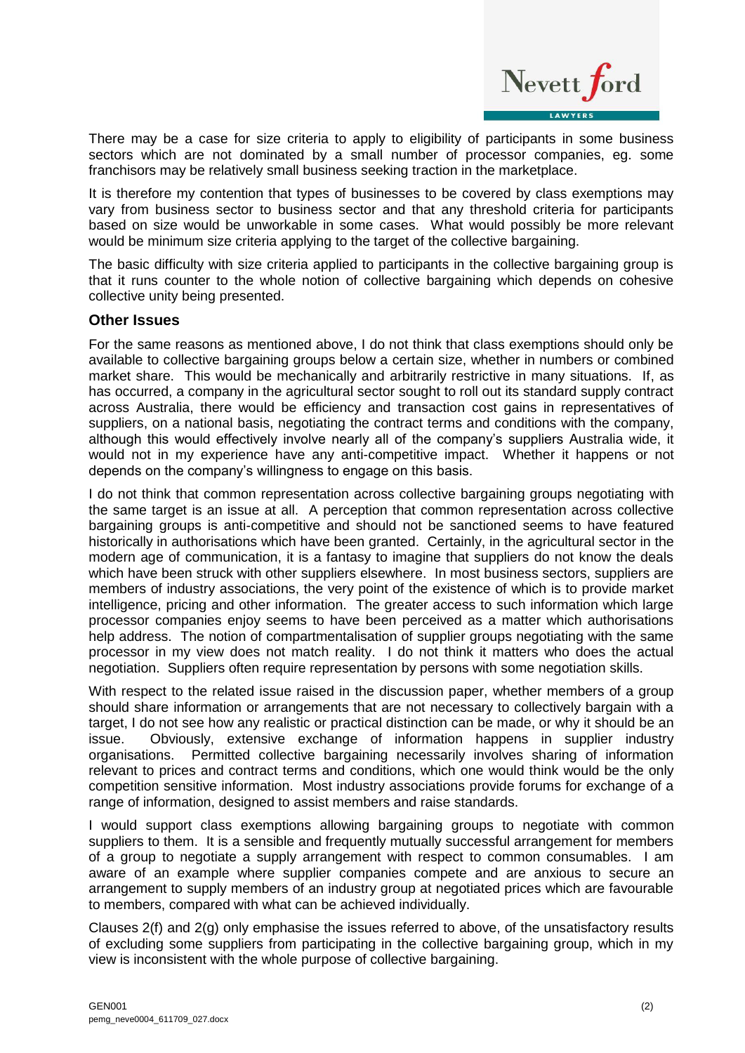There may be a case for size criteria to apply to eligibility of participants in some business sectors which are not dominated by a small number of processor companies, eg. some franchisors may be relatively small business seeking traction in the marketplace.

It is therefore my contention that types of businesses to be covered by class exemptions may vary from business sector to business sector and that any threshold criteria for participants based on size would be unworkable in some cases. What would possibly be more relevant would be minimum size criteria applying to the target of the collective bargaining.

The basic difficulty with size criteria applied to participants in the collective bargaining group is that it runs counter to the whole notion of collective bargaining which depends on cohesive collective unity being presented.

### Other Issues

For the same reasons as mentioned above, I do not think that class exemptions should only be available to collective bargaining groups below a certain size, whether in numbers or combined market share. This would be mechanically and arbitrarily restrictive in many situations. If, as has occurred, a company in the agricultural sector sought to roll out its standard supply contract across Australia, there would be efficiency and transaction cost gains in representatives of suppliers, on a national basis, negotiating the contract terms and conditions with the company, although this would effectively involve nearly all of the company's suppliers Australia wide, it would not in my experience have any anti-competitive impact. Whether it happens or not depends on the company's willingness to engage on this basis.

I do not think that common representation across collective bargaining groups negotiating with the same target is an issue at all. A perception that common representation across collective bargaining groups is anti-competitive and should not be sanctioned seems to have featured historically in authorisations which have been granted. Certainly, in the agricultural sector in the modern age of communication, it is a fantasy to imagine that suppliers do not know the deals which have been struck with other suppliers elsewhere. In most business sectors, suppliers are members of industry associations, the very point of the existence of which is to provide market intelligence, pricing and other information. The greater access to such information which large processor companies enjoy seems to have been perceived as a matter which authorisations help address. The notion of compartmentalisation of supplier groups negotiating with the same processor in my view does not match reality. I do not think it matters who does the actual negotiation. Suppliers often require representation by persons with some negotiation skills.

With respect to the related issue raised in the discussion paper, whether members of a group should share information or arrangements that are not necessary to collectively bargain with a target, I do not see how any realistic or practical distinction can be made, or why it should be an issue. Obviously, extensive exchange of information happens in supplier industry organisations. Permitted collective bargaining necessarily involves sharing of information relevant to prices and contract terms and conditions, which one would think would be the only competition sensitive information. Most industry associations provide forums for exchange of a range of information, designed to assist members and raise standards.

I would support class exemptions allowing bargaining groups to negotiate with common suppliers to them. It is a sensible and frequently mutually successful arrangement for members of a group to negotiate a supply arrangement with respect to common consumables. I am aware of an example where supplier companies compete and are anxious to secure an arrangement to supply members of an industry group at negotiated prices which are favourable to members, compared with what can be achieved individually.

Clauses 2(f) and 2(g) only emphasise the issues referred to above, of the unsatisfactory results of excluding some suppliers from participating in the collective bargaining group, which in my view is inconsistent with the whole purpose of collective bargaining.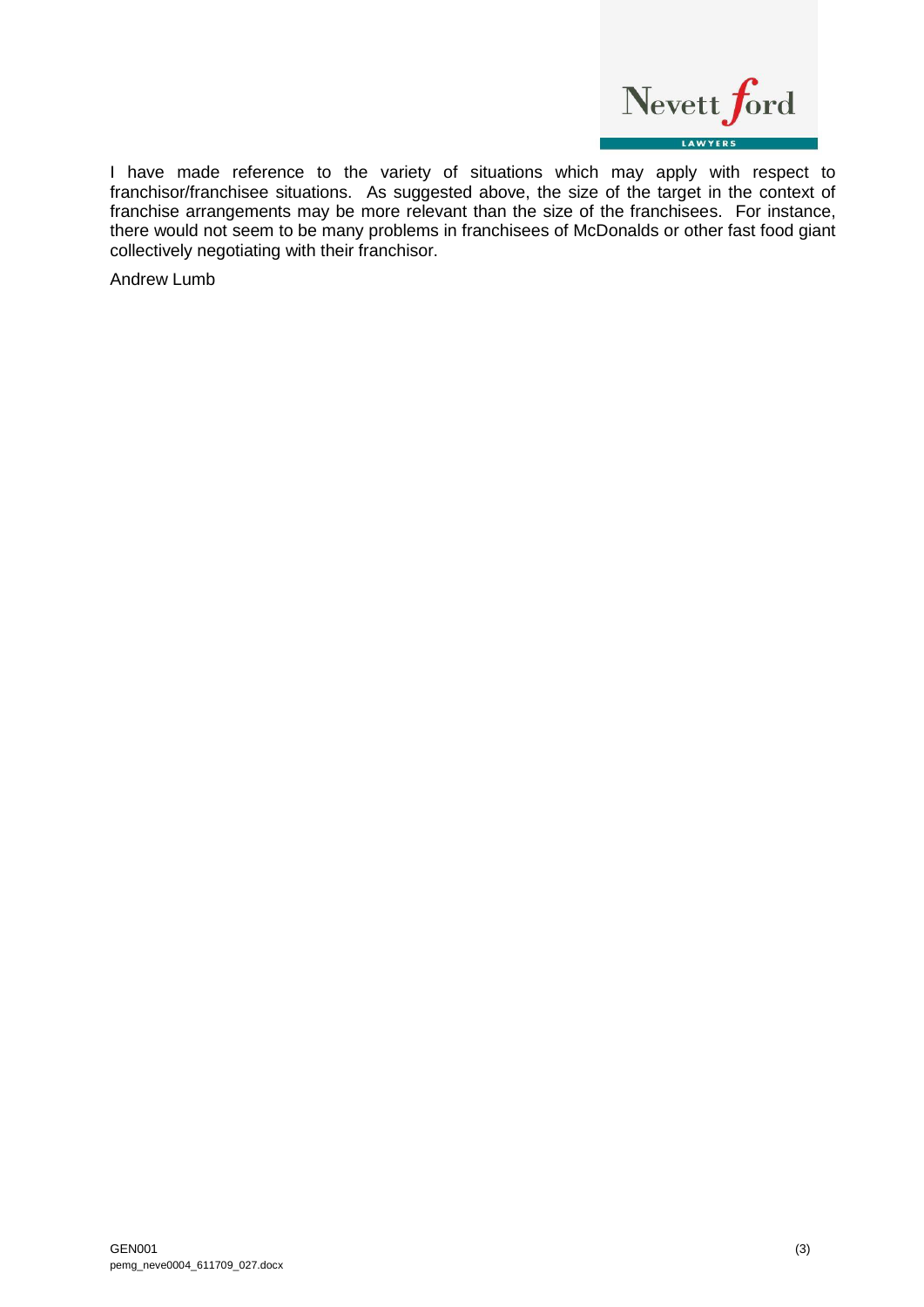I have made reference to the variety of situations which may apply with respect to franchisor/franchisee situations. As suggested above, the size of the target in the context of franchise arrangements may be more relevant than the size of the franchisees. For instance, there would not seem to be many problems in franchisees of McDonalds or other fast food giant collectively negotiating with their franchisor.

Andrew Lumb